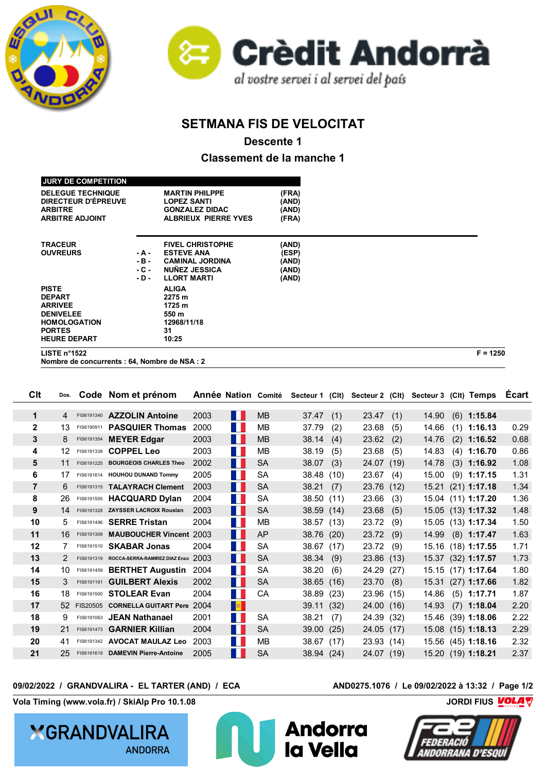# SETMANA FIS DE VELOCITAT

## Descente 1

## Classement de la manche 1

| JURY DE COMPETITION | | | |
|---|---|---|---|
| DELEGUE TECHNIQUE | | MARTIN PHILPPE | (FRA) |
| DIRECTEUR D'ÉPREUVE | | LOPEZ SANTI | (AND) |
| ARBITRE | | GONZALEZ DIDAC | (AND) |
| ARBITRE ADJOINT | | ALBRIEUX PIERRE YVES | (FRA) |

| | | | |
|---|---|---|---|
| TRACEUR | | FIVEL CHRISTOPHE | (AND) |
| OUVREURS | - A - | ESTEVE ANA | (ESP) |
| | - B - | CAMINAL JORDINA | (AND) |
| | - C - | NUÑEZ JESSICA | (AND) |
| | - D - | LLORT MARTI | (AND) |
| PISTE | | ALIGA | |
| DEPART | | 2275 m | |
| ARRIVEE | | 1725 m | |
| DENIVELEE | | 550 m | |
| HOMOLOGATION | | 12968/11/18 | |
| PORTES | | 31 | |
| HEURE DEPART | | 10:25 | |

LISTE n°1522 — F = 1250

Nombre de concurrents : 64, Nombre de NSA : 2

| Clt | Dos. | Code | Nom et prénom | Année | Nation | Comité | Secteur 1 | (Clt) | Secteur 2 | (Clt) | Secteur 3 | (Clt) | Temps | Écart |
|---|---|---|---|---|---|---|---|---|---|---|---|---|---|---|
| 1 | 4 | FIS6191340 | AZZOLIN Antoine | 2003 | FRA | MB | 37.47 | (1) | 23.47 | (1) | 14.90 | (6) | 1:15.84 | |
| 2 | 13 | FIS6190911 | PASQUIER Thomas | 2000 | FRA | MB | 37.79 | (2) | 23.68 | (5) | 14.66 | (1) | 1:16.13 | 0.29 |
| 3 | 8 | FIS6191354 | MEYER Edgar | 2003 | FRA | MB | 38.14 | (4) | 23.62 | (2) | 14.76 | (2) | 1:16.52 | 0.68 |
| 4 | 12 | FIS6191338 | COPPEL Leo | 2003 | FRA | MB | 38.19 | (5) | 23.68 | (5) | 14.83 | (4) | 1:16.70 | 0.86 |
| 5 | 11 | FIS6191225 | BOURGEOIS CHARLES Theo | 2002 | FRA | SA | 38.07 | (3) | 24.07 | (19) | 14.78 | (3) | 1:16.92 | 1.08 |
| 6 | 17 | FIS6191614 | HOUHOU DUNAND Tommy | 2005 | FRA | SA | 38.48 | (10) | 23.67 | (4) | 15.00 | (9) | 1:17.15 | 1.31 |
| 7 | 6 | FIS6191315 | TALAYRACH Clement | 2003 | FRA | SA | 38.21 | (7) | 23.76 | (12) | 15.21 | (21) | 1:17.18 | 1.34 |
| 8 | 26 | FIS6191505 | HACQUARD Dylan | 2004 | FRA | SA | 38.50 | (11) | 23.66 | (3) | 15.04 | (11) | 1:17.20 | 1.36 |
| 9 | 14 | FIS6191328 | ZAYSSER LACROIX Rouslan | 2003 | FRA | SA | 38.59 | (14) | 23.68 | (5) | 15.05 | (13) | 1:17.32 | 1.48 |
| 10 | 5 | FIS6191496 | SERRE Tristan | 2004 | FRA | MB | 38.57 | (13) | 23.72 | (9) | 15.05 | (13) | 1:17.34 | 1.50 |
| 11 | 16 | FIS6191308 | MAUBOUCHER Vincent | 2003 | FRA | AP | 38.76 | (20) | 23.72 | (9) | 14.99 | (8) | 1:17.47 | 1.63 |
| 12 | 7 | FIS6191510 | SKABAR Jonas | 2004 | FRA | SA | 38.67 | (17) | 23.72 | (9) | 15.16 | (18) | 1:17.55 | 1.71 |
| 13 | 2 | FIS6191319 | ROCCA-SERRA-RAMIREZ DIAZ Enzo | 2003 | FRA | SA | 38.34 | (9) | 23.86 | (13) | 15.37 | (32) | 1:17.57 | 1.73 |
| 14 | 10 | FIS6191459 | BERTHET Augustin | 2004 | FRA | SA | 38.20 | (6) | 24.29 | (27) | 15.15 | (17) | 1:17.64 | 1.80 |
| 15 | 3 | FIS6191191 | GUILBERT Alexis | 2002 | FRA | SA | 38.65 | (16) | 23.70 | (8) | 15.31 | (27) | 1:17.66 | 1.82 |
| 16 | 18 | FIS6191500 | STOLEAR Evan | 2004 | FRA | CA | 38.89 | (23) | 23.96 | (15) | 14.86 | (5) | 1:17.71 | 1.87 |
| 17 | 52 | FIS20505 | CORNELLA GUITART Pere | 2004 | AND | | 39.11 | (32) | 24.00 | (16) | 14.93 | (7) | 1:18.04 | 2.20 |
| 18 | 9 | FIS6191063 | JEAN Nathanael | 2001 | FRA | SA | 38.21 | (7) | 24.39 | (32) | 15.46 | (39) | 1:18.06 | 2.22 |
| 19 | 21 | FIS6191473 | GARNIER Killian | 2004 | FRA | SA | 39.00 | (25) | 24.05 | (17) | 15.08 | (15) | 1:18.13 | 2.29 |
| 20 | 41 | FIS6191342 | AVOCAT MAULAZ Leo | 2003 | FRA | MB | 38.67 | (17) | 23.93 | (14) | 15.56 | (45) | 1:18.16 | 2.32 |
| 21 | 25 | FIS6191619 | DAMEVIN Pierre-Antoine | 2005 | FRA | SA | 38.94 | (24) | 24.07 | (19) | 15.20 | (19) | 1:18.21 | 2.37 |

09/02/2022 / GRANDVALIRA - EL TARTER (AND) / ECA — AND0275.1076 / Le 09/02/2022 à 13:32

Vola Timing (www.vola.fr) / SkiAlp Pro 10.1.08 — JORDI FIUS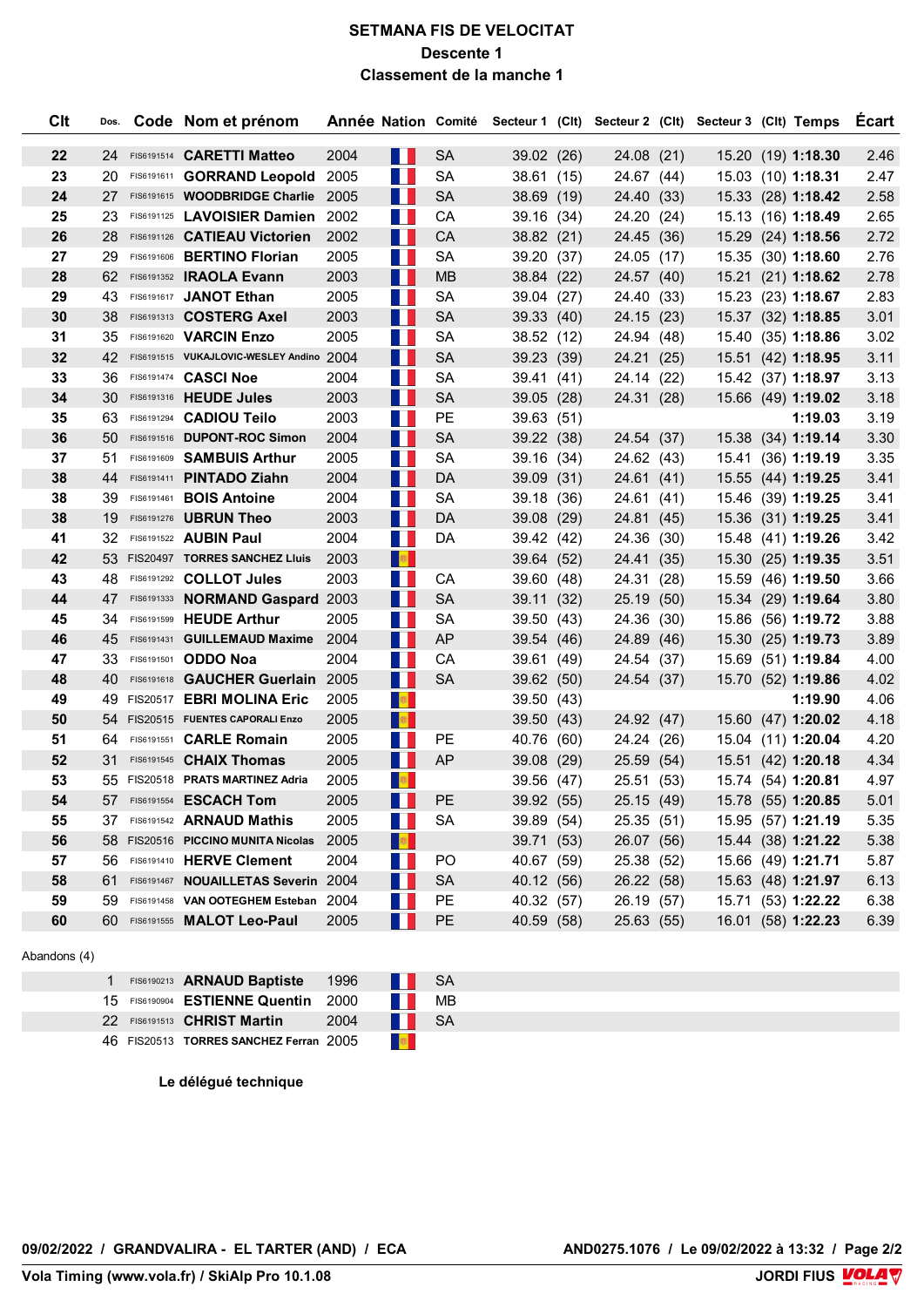# SETMANA FIS DE VELOCITAT

## Descente 1

### Classement de la manche 1

| Clt | Dos. | Code | Nom et prénom | Année | Nation | Comité | Secteur 1 | (Clt) | Secteur 2 | (Clt) | Secteur 3 | (Clt) | Temps | Écart |
|---|---|---|---|---|---|---|---|---|---|---|---|---|---|---|
| 22 | 24 | FIS6191514 | **CARETTI Matteo** | 2004 | | SA | 39.02 | (26) | 24.08 | (21) | 15.20 | (19) | **1:18.30** | 2.46 |
| 23 | 20 | FIS6191611 | **GORRAND Leopold** | 2005 | | SA | 38.61 | (15) | 24.67 | (44) | 15.03 | (10) | **1:18.31** | 2.47 |
| 24 | 27 | FIS6191615 | **WOODBRIDGE Charlie** | 2005 | | SA | 38.69 | (19) | 24.40 | (33) | 15.33 | (28) | **1:18.42** | 2.58 |
| 25 | 23 | FIS6191125 | **LAVOISIER Damien** | 2002 | | CA | 39.16 | (34) | 24.20 | (24) | 15.13 | (16) | **1:18.49** | 2.65 |
| 26 | 28 | FIS6191126 | **CATIEAU Victorien** | 2002 | | CA | 38.82 | (21) | 24.45 | (36) | 15.29 | (24) | **1:18.56** | 2.72 |
| 27 | 29 | FIS6191606 | **BERTINO Florian** | 2005 | | SA | 39.20 | (37) | 24.05 | (17) | 15.35 | (30) | **1:18.60** | 2.76 |
| 28 | 62 | FIS6191352 | **IRAOLA Evann** | 2003 | | MB | 38.84 | (22) | 24.57 | (40) | 15.21 | (21) | **1:18.62** | 2.78 |
| 29 | 43 | FIS6191617 | **JANOT Ethan** | 2005 | | SA | 39.04 | (27) | 24.40 | (33) | 15.23 | (23) | **1:18.67** | 2.83 |
| 30 | 38 | FIS6191313 | **COSTERG Axel** | 2003 | | SA | 39.33 | (40) | 24.15 | (23) | 15.37 | (32) | **1:18.85** | 3.01 |
| 31 | 35 | FIS6191620 | **VARCIN Enzo** | 2005 | | SA | 38.52 | (12) | 24.94 | (48) | 15.40 | (35) | **1:18.86** | 3.02 |
| 32 | 42 | FIS6191515 | **VUKAJLOVIC-WESLEY Andino** | 2004 | | SA | 39.23 | (39) | 24.21 | (25) | 15.51 | (42) | **1:18.95** | 3.11 |
| 33 | 36 | FIS6191474 | **CASCI Noe** | 2004 | | SA | 39.41 | (41) | 24.14 | (22) | 15.42 | (37) | **1:18.97** | 3.13 |
| 34 | 30 | FIS6191316 | **HEUDE Jules** | 2003 | | SA | 39.05 | (28) | 24.31 | (28) | 15.66 | (49) | **1:19.02** | 3.18 |
| 35 | 63 | FIS6191294 | **CADIOU Teilo** | 2003 | | PE | 39.63 | (51) | | | | | **1:19.03** | 3.19 |
| 36 | 50 | FIS6191516 | **DUPONT-ROC Simon** | 2004 | | SA | 39.22 | (38) | 24.54 | (37) | 15.38 | (34) | **1:19.14** | 3.30 |
| 37 | 51 | FIS6191609 | **SAMBUIS Arthur** | 2005 | | SA | 39.16 | (34) | 24.62 | (43) | 15.41 | (36) | **1:19.19** | 3.35 |
| 38 | 44 | FIS6191411 | **PINTADO Ziahn** | 2004 | | DA | 39.09 | (31) | 24.61 | (41) | 15.55 | (44) | **1:19.25** | 3.41 |
| 38 | 39 | FIS6191461 | **BOIS Antoine** | 2004 | | SA | 39.18 | (36) | 24.61 | (41) | 15.46 | (39) | **1:19.25** | 3.41 |
| 38 | 19 | FIS6191276 | **UBRUN Theo** | 2003 | | DA | 39.08 | (29) | 24.81 | (45) | 15.36 | (31) | **1:19.25** | 3.41 |
| 41 | 32 | FIS6191522 | **AUBIN Paul** | 2004 | | DA | 39.42 | (42) | 24.36 | (30) | 15.48 | (41) | **1:19.26** | 3.42 |
| 42 | 53 | FIS20497 | **TORRES SANCHEZ Lluis** | 2003 | | | 39.64 | (52) | 24.41 | (35) | 15.30 | (25) | **1:19.35** | 3.51 |
| 43 | 48 | FIS6191292 | **COLLOT Jules** | 2003 | | CA | 39.60 | (48) | 24.31 | (28) | 15.59 | (46) | **1:19.50** | 3.66 |
| 44 | 47 | FIS6191333 | **NORMAND Gaspard** | 2003 | | SA | 39.11 | (32) | 25.19 | (50) | 15.34 | (29) | **1:19.64** | 3.80 |
| 45 | 34 | FIS6191599 | **HEUDE Arthur** | 2005 | | SA | 39.50 | (43) | 24.36 | (30) | 15.86 | (56) | **1:19.72** | 3.88 |
| 46 | 45 | FIS6191431 | **GUILLEMAUD Maxime** | 2004 | | AP | 39.54 | (46) | 24.89 | (46) | 15.30 | (25) | **1:19.73** | 3.89 |
| 47 | 33 | FIS6191501 | **ODDO Noa** | 2004 | | CA | 39.61 | (49) | 24.54 | (37) | 15.69 | (51) | **1:19.84** | 4.00 |
| 48 | 40 | FIS6191618 | **GAUCHER Guerlain** | 2005 | | SA | 39.62 | (50) | 24.54 | (37) | 15.70 | (52) | **1:19.86** | 4.02 |
| 49 | 49 | FIS20517 | **EBRI MOLINA Eric** | 2005 | | | 39.50 | (43) | | | | | **1:19.90** | 4.06 |
| 50 | 54 | FIS20515 | **FUENTES CAPORALI Enzo** | 2005 | | | 39.50 | (43) | 24.92 | (47) | 15.60 | (47) | **1:20.02** | 4.18 |
| 51 | 64 | FIS6191551 | **CARLE Romain** | 2005 | | PE | 40.76 | (60) | 24.24 | (26) | 15.04 | (11) | **1:20.04** | 4.20 |
| 52 | 31 | FIS6191545 | **CHAIX Thomas** | 2005 | | AP | 39.08 | (29) | 25.59 | (54) | 15.51 | (42) | **1:20.18** | 4.34 |
| 53 | 55 | FIS20518 | **PRATS MARTINEZ Adria** | 2005 | | | 39.56 | (47) | 25.51 | (53) | 15.74 | (54) | **1:20.81** | 4.97 |
| 54 | 57 | FIS6191554 | **ESCACH Tom** | 2005 | | PE | 39.92 | (55) | 25.15 | (49) | 15.78 | (55) | **1:20.85** | 5.01 |
| 55 | 37 | FIS6191542 | **ARNAUD Mathis** | 2005 | | SA | 39.89 | (54) | 25.35 | (51) | 15.95 | (57) | **1:21.19** | 5.35 |
| 56 | 58 | FIS20516 | **PICCINO MUNITA Nicolas** | 2005 | | | 39.71 | (53) | 26.07 | (56) | 15.44 | (38) | **1:21.22** | 5.38 |
| 57 | 56 | FIS6191410 | **HERVE Clement** | 2004 | | PO | 40.67 | (59) | 25.38 | (52) | 15.66 | (49) | **1:21.71** | 5.87 |
| 58 | 61 | FIS6191467 | **NOUAILLETAS Severin** | 2004 | | SA | 40.12 | (56) | 26.22 | (58) | 15.63 | (48) | **1:21.97** | 6.13 |
| 59 | 59 | FIS6191458 | **VAN OOTEGHEM Esteban** | 2004 | | PE | 40.32 | (57) | 26.19 | (57) | 15.71 | (53) | **1:22.22** | 6.38 |
| 60 | 60 | FIS6191555 | **MALOT Leo-Paul** | 2005 | | PE | 40.59 | (58) | 25.63 | (55) | 16.01 | (58) | **1:22.23** | 6.39 |

Abandons (4)

| Dos. | Code | Nom et prénom | Année | Nation | Comité |
|---|---|---|---|---|---|
| 1 | FIS6190213 | **ARNAUD Baptiste** | 1996 | | SA |
| 15 | FIS6190904 | **ESTIENNE Quentin** | 2000 | | MB |
| 22 | FIS6191513 | **CHRIST Martin** | 2004 | | SA |
| 46 | FIS20513 | **TORRES SANCHEZ Ferran** | 2005 | | |

**Le délégué technique**

**JORDI FIUS**

09/02/2022 / GRANDVALIRA - EL TARTER (AND) / ECA

AND0275.1076 / Le 09/02/2022 à 13:32

Vola Timing (www.vola.fr) / SkiAlp Pro 10.1.08